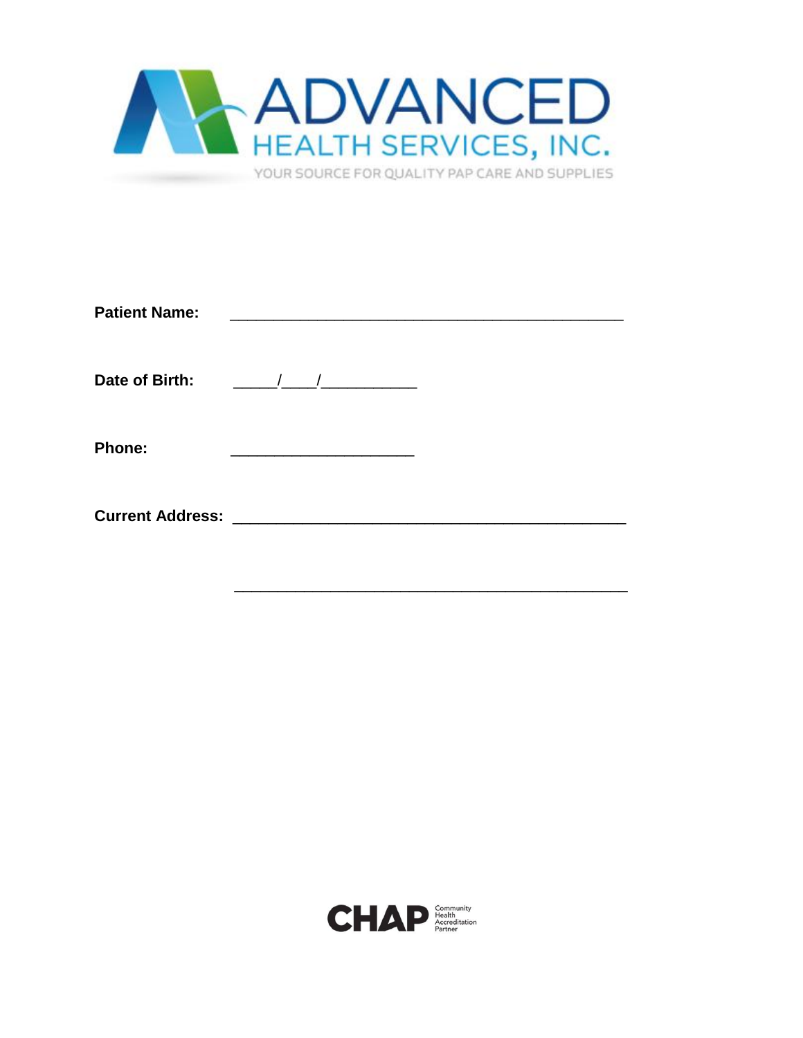# ADVANCED HEALTH SERVICES, INC.

YOUR SOURCE FOR QUALITY PAP CARE AND SUPPLIES

**Patient Name:** ______________________________________________

**Date of Birth:** _____/____/___________

**Phone:** _____________________

**Current Address:** ______________________________________________

______________________________________________

CHAP Community Health Accreditation Partner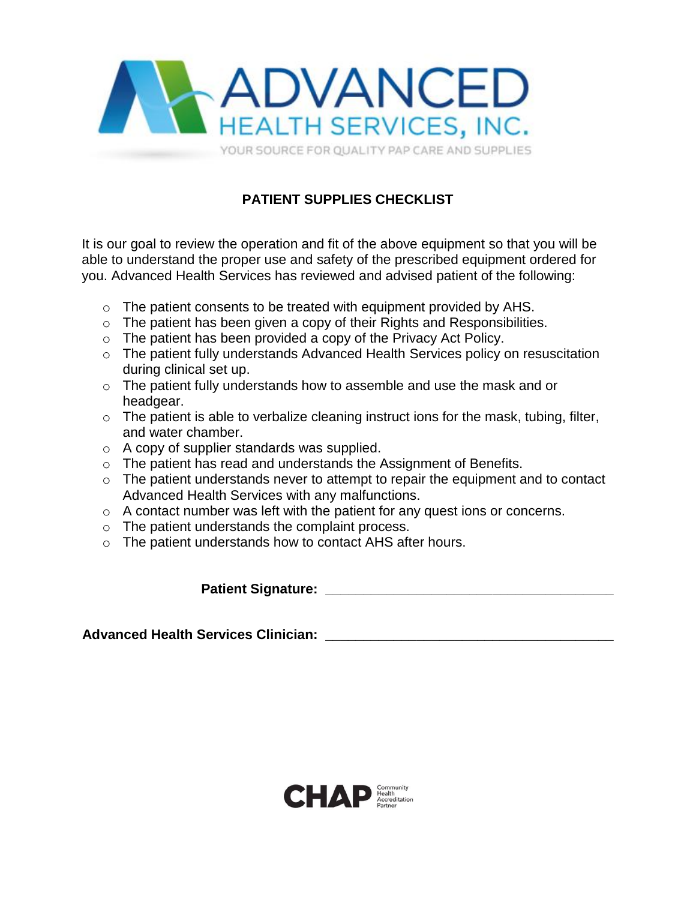ADVANCED HEALTH SERVICES, INC.

YOUR SOURCE FOR QUALITY PAP CARE AND SUPPLIES

## PATIENT SUPPLIES CHECKLIST

It is our goal to review the operation and fit of the above equipment so that you will be able to understand the proper use and safety of the prescribed equipment ordered for you. Advanced Health Services has reviewed and advised patient of the following:

- The patient consents to be treated with equipment provided by AHS.
- The patient has been given a copy of their Rights and Responsibilities.
- The patient has been provided a copy of the Privacy Act Policy.
- The patient fully understands Advanced Health Services policy on resuscitation during clinical set up.
- The patient fully understands how to assemble and use the mask and or headgear.
- The patient is able to verbalize cleaning instruct ions for the mask, tubing, filter, and water chamber.
- A copy of supplier standards was supplied.
- The patient has read and understands the Assignment of Benefits.
- The patient understands never to attempt to repair the equipment and to contact Advanced Health Services with any malfunctions.
- A contact number was left with the patient for any quest ions or concerns.
- The patient understands the complaint process.
- The patient understands how to contact AHS after hours.

**Patient Signature:** ______________________________________

**Advanced Health Services Clinician:** ______________________________________

CHAP Community Health Accreditation Partner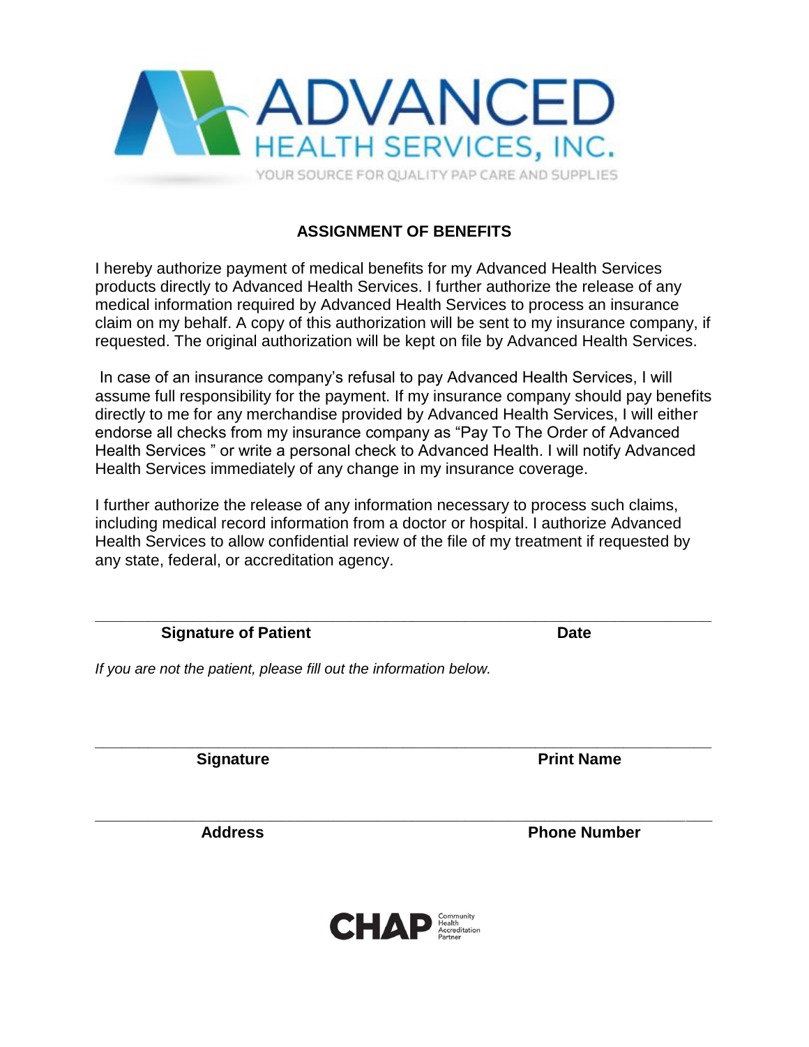ADVANCED HEALTH SERVICES, INC.

YOUR SOURCE FOR QUALITY PAP CARE AND SUPPLIES

## ASSIGNMENT OF BENEFITS

I hereby authorize payment of medical benefits for my Advanced Health Services products directly to Advanced Health Services. I further authorize the release of any medical information required by Advanced Health Services to process an insurance claim on my behalf. A copy of this authorization will be sent to my insurance company, if requested. The original authorization will be kept on file by Advanced Health Services.

In case of an insurance company's refusal to pay Advanced Health Services, I will assume full responsibility for the payment. If my insurance company should pay benefits directly to me for any merchandise provided by Advanced Health Services, I will either endorse all checks from my insurance company as "Pay To The Order of Advanced Health Services " or write a personal check to Advanced Health. I will notify Advanced Health Services immediately of any change in my insurance coverage.

I further authorize the release of any information necessary to process such claims, including medical record information from a doctor or hospital. I authorize Advanced Health Services to allow confidential review of the file of my treatment if requested by any state, federal, or accreditation agency.

______________________________________________________________________

**Signature of Patient** **Date**

*If you are not the patient, please fill out the information below.*

______________________________________________________________________

**Signature** **Print Name**

______________________________________________________________________

**Address** **Phone Number**

CHAP Community Health Accreditation Partner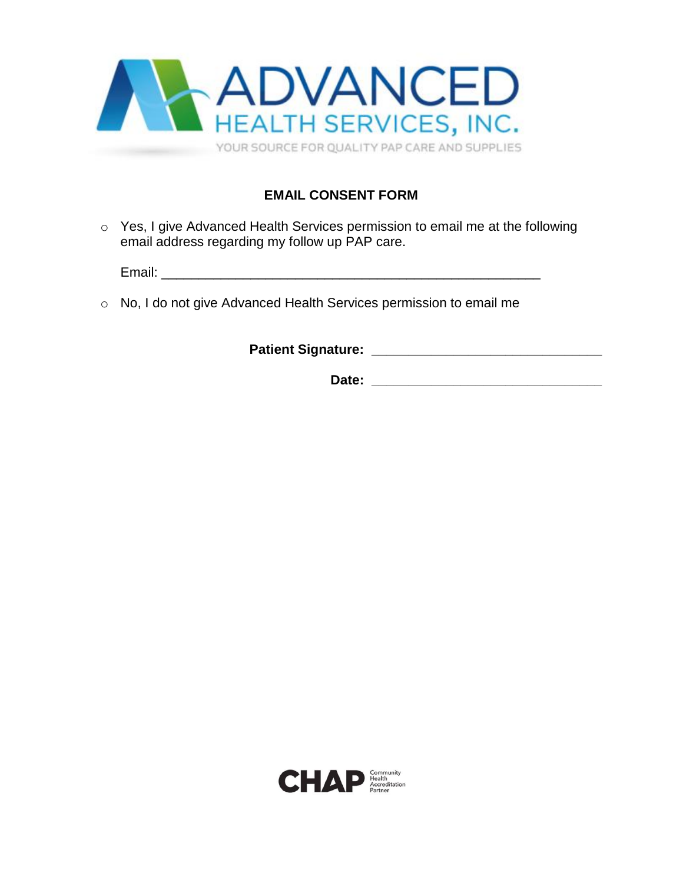ADVANCED
HEALTH SERVICES, INC.
YOUR SOURCE FOR QUALITY PAP CARE AND SUPPLIES

## EMAIL CONSENT FORM

- o Yes, I give Advanced Health Services permission to email me at the following email address regarding my follow up PAP care.

  Email: ___________________________________________________

- o No, I do not give Advanced Health Services permission to email me

**Patient Signature:** ______________________________

**Date:** ______________________________

CHAP Community Health Accreditation Partner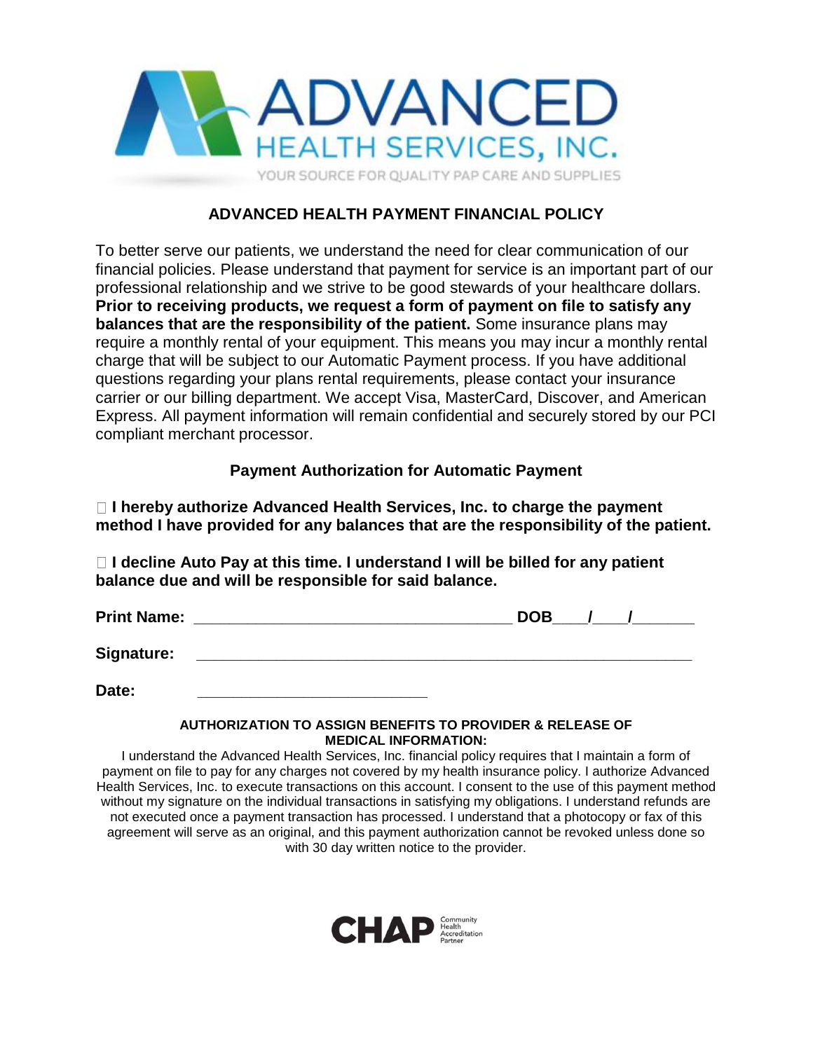# ADVANCED HEALTH PAYMENT FINANCIAL POLICY

To better serve our patients, we understand the need for clear communication of our financial policies. Please understand that payment for service is an important part of our professional relationship and we strive to be good stewards of your healthcare dollars. **Prior to receiving products, we request a form of payment on file to satisfy any balances that are the responsibility of the patient.** Some insurance plans may require a monthly rental of your equipment. This means you may incur a monthly rental charge that will be subject to our Automatic Payment process. If you have additional questions regarding your plans rental requirements, please contact your insurance carrier or our billing department. We accept Visa, MasterCard, Discover, and American Express. All payment information will remain confidential and securely stored by our PCI compliant merchant processor.

## Payment Authorization for Automatic Payment

☐ **I hereby authorize Advanced Health Services, Inc. to charge the payment method I have provided for any balances that are the responsibility of the patient.**

☐ **I decline Auto Pay at this time. I understand I will be billed for any patient balance due and will be responsible for said balance.**

**Print Name:** ____________________________________ **DOB**____/____/_______

**Signature:** ________________________________________________________

**Date:** __________________________

### AUTHORIZATION TO ASSIGN BENEFITS TO PROVIDER & RELEASE OF MEDICAL INFORMATION:

I understand the Advanced Health Services, Inc. financial policy requires that I maintain a form of payment on file to pay for any charges not covered by my health insurance policy. I authorize Advanced Health Services, Inc. to execute transactions on this account. I consent to the use of this payment method without my signature on the individual transactions in satisfying my obligations. I understand refunds are not executed once a payment transaction has processed. I understand that a photocopy or fax of this agreement will serve as an original, and this payment authorization cannot be revoked unless done so with 30 day written notice to the provider.